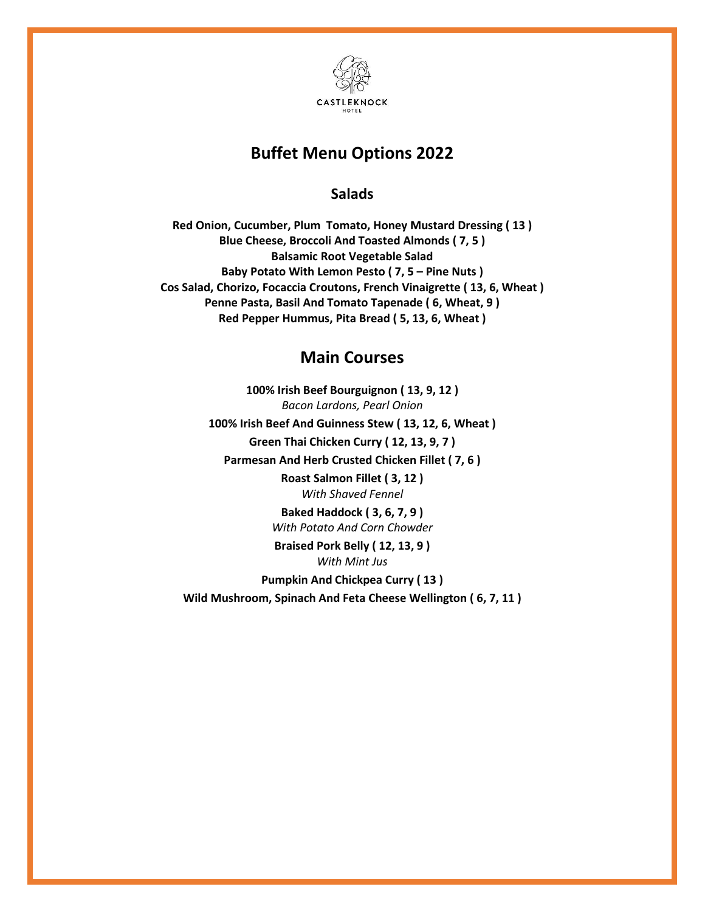CASTLEKNOCK HOTEL

# Buffet Menu Options 2022

## Salads

**Red Onion, Cucumber, Plum  Tomato, Honey Mustard Dressing ( 13 )**
**Blue Cheese, Broccoli And Toasted Almonds ( 7, 5 )**
**Balsamic Root Vegetable Salad**
**Baby Potato With Lemon Pesto ( 7, 5 – Pine Nuts )**
**Cos Salad, Chorizo, Focaccia Croutons, French Vinaigrette ( 13, 6, Wheat )**
**Penne Pasta, Basil And Tomato Tapenade ( 6, Wheat, 9 )**
**Red Pepper Hummus, Pita Bread ( 5, 13, 6, Wheat )**

## Main Courses

**100% Irish Beef Bourguignon ( 13, 9, 12 )**
*Bacon Lardons, Pearl Onion*

**100% Irish Beef And Guinness Stew ( 13, 12, 6, Wheat )**

**Green Thai Chicken Curry ( 12, 13, 9, 7 )**

**Parmesan And Herb Crusted Chicken Fillet ( 7, 6 )**

**Roast Salmon Fillet ( 3, 12 )**
*With Shaved Fennel*

**Baked Haddock ( 3, 6, 7, 9 )**
*With Potato And Corn Chowder*

**Braised Pork Belly ( 12, 13, 9 )**
*With Mint Jus*

**Pumpkin And Chickpea Curry ( 13 )**

**Wild Mushroom, Spinach And Feta Cheese Wellington ( 6, 7, 11 )**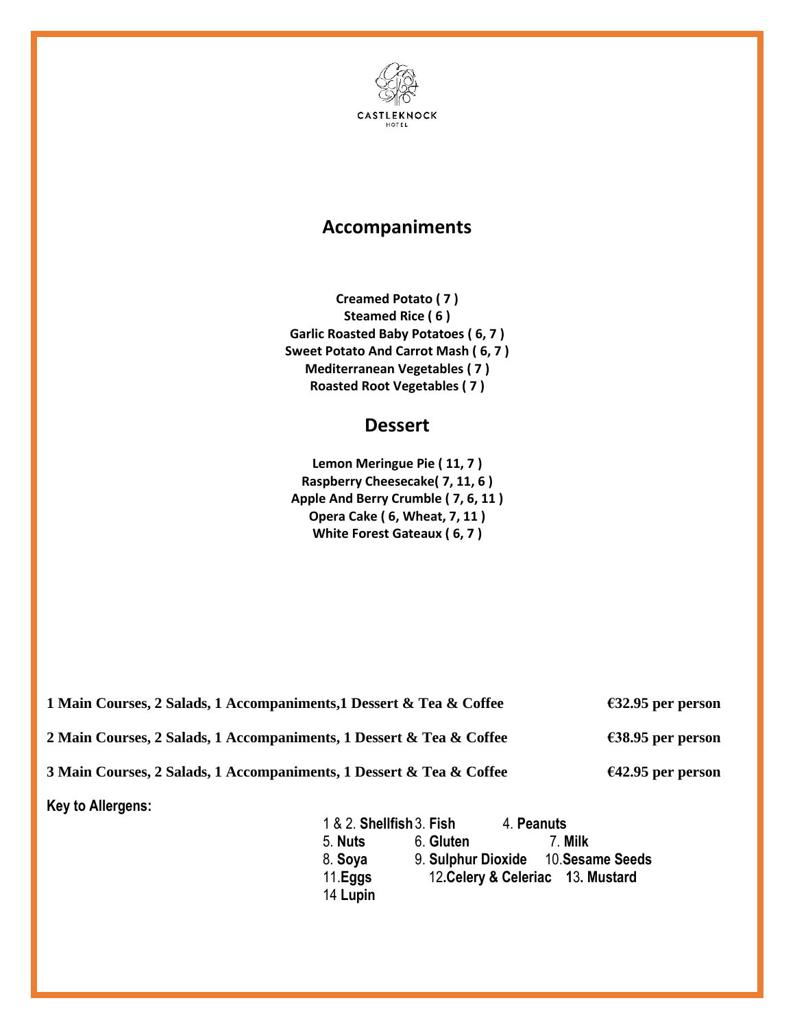CASTLEKNOCK HOTEL

## Accompaniments

**Creamed Potato ( 7 )**
**Steamed Rice ( 6 )**
**Garlic Roasted Baby Potatoes ( 6, 7 )**
**Sweet Potato And Carrot Mash ( 6, 7 )**
**Mediterranean Vegetables ( 7 )**
**Roasted Root Vegetables ( 7 )**

## Dessert

**Lemon Meringue Pie ( 11, 7 )**
**Raspberry Cheesecake( 7, 11, 6 )**
**Apple And Berry Crumble ( 7, 6, 11 )**
**Opera Cake ( 6, Wheat, 7, 11 )**
**White Forest Gateaux ( 6, 7 )**

| | |
|---|---|
| **1 Main Courses, 2 Salads, 1 Accompaniments,1 Dessert & Tea & Coffee** | **€32.95 per person** |
| **2 Main Courses, 2 Salads, 1 Accompaniments, 1 Dessert & Tea & Coffee** | **€38.95 per person** |
| **3 Main Courses, 2 Salads, 1 Accompaniments, 1 Dessert & Tea & Coffee** | **€42.95 per person** |

**Key to Allergens:**

1 & 2. **Shellfish** 3. **Fish** 4. **Peanuts**
5. **Nuts** 6. **Gluten** 7. **Milk**
8. **Soya** 9. **Sulphur Dioxide** 10.**Sesame Seeds**
11.**Eggs** 12.**Celery & Celeriac** 13. **Mustard**
14 **Lupin**